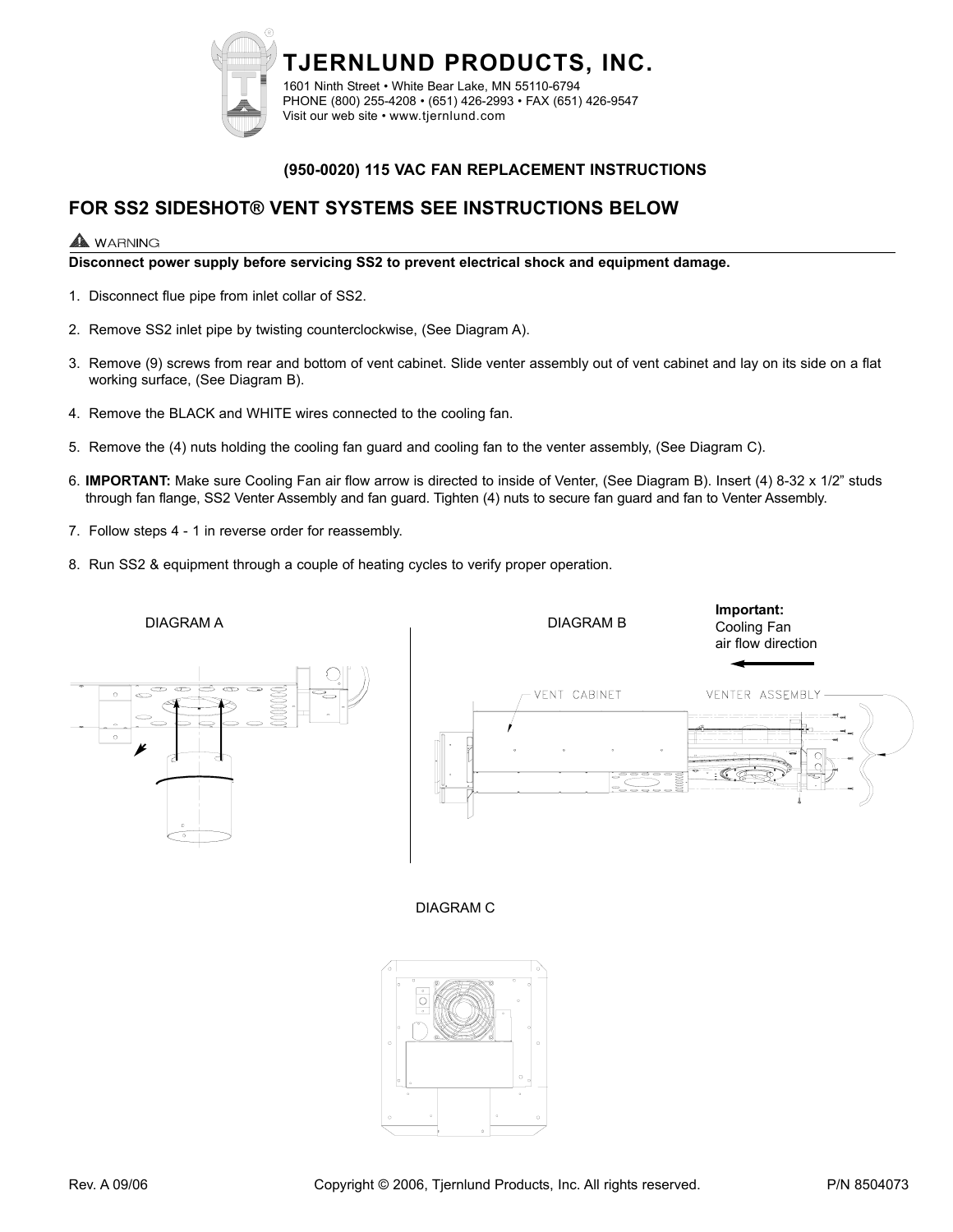# TJERNLUND PRODUCTS, INC.

1601 Ninth Street • White Bear Lake, MN 55110-6794
PHONE (800) 255-4208 • (651) 426-2993 • FAX (651) 426-9547
Visit our web site • www.tjernlund.com

**(950-0020) 115 VAC FAN REPLACEMENT INSTRUCTIONS**

## FOR SS2 SIDESHOT® VENT SYSTEMS SEE INSTRUCTIONS BELOW

⚠ WARNING

**Disconnect power supply before servicing SS2 to prevent electrical shock and equipment damage.**

1. Disconnect flue pipe from inlet collar of SS2.
2. Remove SS2 inlet pipe by twisting counterclockwise, (See Diagram A).
3. Remove (9) screws from rear and bottom of vent cabinet. Slide venter assembly out of vent cabinet and lay on its side on a flat working surface, (See Diagram B).
4. Remove the BLACK and WHITE wires connected to the cooling fan.
5. Remove the (4) nuts holding the cooling fan guard and cooling fan to the venter assembly, (See Diagram C).
6. **IMPORTANT:** Make sure Cooling Fan air flow arrow is directed to inside of Venter, (See Diagram B). Insert (4) 8-32 x 1/2" studs through fan flange, SS2 Venter Assembly and fan guard. Tighten (4) nuts to secure fan guard and fan to Venter Assembly.
7. Follow steps 4 - 1 in reverse order for reassembly.
8. Run SS2 & equipment through a couple of heating cycles to verify proper operation.

DIAGRAM A

DIAGRAM B

**Important:** Cooling Fan air flow direction

VENT CABINET

VENTER ASSEMBLY

DIAGRAM C

Rev. A 09/06 Copyright © 2006, Tjernlund Products, Inc. All rights reserved. P/N 8504073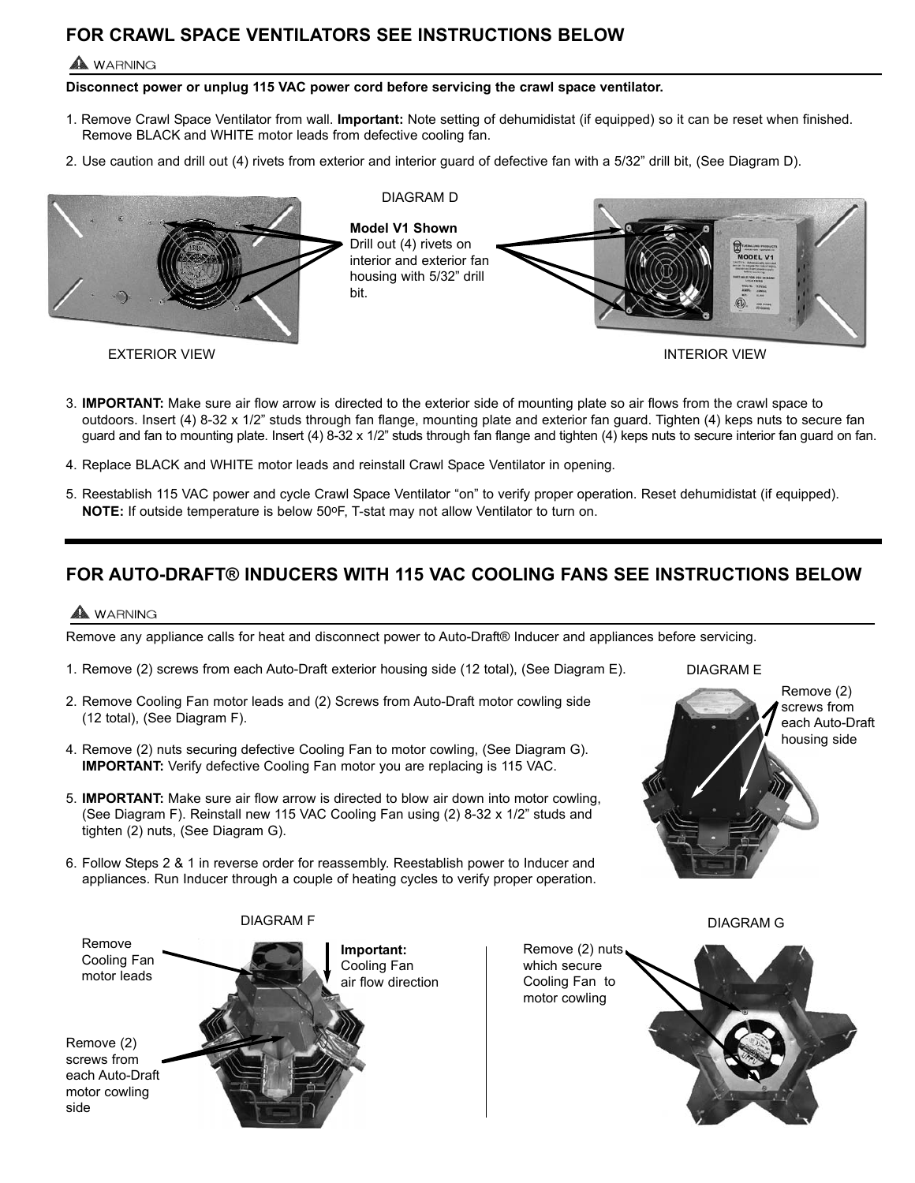## FOR CRAWL SPACE VENTILATORS SEE INSTRUCTIONS BELOW

⚠ WARNING

**Disconnect power or unplug 115 VAC power cord before servicing the crawl space ventilator.**

1. Remove Crawl Space Ventilator from wall. **Important:** Note setting of dehumidistat (if equipped) so it can be reset when finished. Remove BLACK and WHITE motor leads from defective cooling fan.
2. Use caution and drill out (4) rivets from exterior and interior guard of defective fan with a 5/32" drill bit, (See Diagram D).

DIAGRAM D

**Model V1 Shown**
Drill out (4) rivets on interior and exterior fan housing with 5/32" drill bit.

EXTERIOR VIEW

INTERIOR VIEW

3. **IMPORTANT:** Make sure air flow arrow is directed to the exterior side of mounting plate so air flows from the crawl space to outdoors. Insert (4) 8-32 x 1/2" studs through fan flange, mounting plate and exterior fan guard. Tighten (4) keps nuts to secure fan guard and fan to mounting plate. Insert (4) 8-32 x 1/2" studs through fan flange and tighten (4) keps nuts to secure interior fan guard on fan.
4. Replace BLACK and WHITE motor leads and reinstall Crawl Space Ventilator in opening.
5. Reestablish 115 VAC power and cycle Crawl Space Ventilator "on" to verify proper operation. Reset dehumidistat (if equipped). **NOTE:** If outside temperature is below 50°F, T-stat may not allow Ventilator to turn on.

## FOR AUTO-DRAFT® INDUCERS WITH 115 VAC COOLING FANS SEE INSTRUCTIONS BELOW

⚠ WARNING

Remove any appliance calls for heat and disconnect power to Auto-Draft® Inducer and appliances before servicing.

1. Remove (2) screws from each Auto-Draft exterior housing side (12 total), (See Diagram E).
2. Remove Cooling Fan motor leads and (2) Screws from Auto-Draft motor cowling side (12 total), (See Diagram F).
4. Remove (2) nuts securing defective Cooling Fan to motor cowling, (See Diagram G). **IMPORTANT:** Verify defective Cooling Fan motor you are replacing is 115 VAC.
5. **IMPORTANT:** Make sure air flow arrow is directed to blow air down into motor cowling, (See Diagram F). Reinstall new 115 VAC Cooling Fan using (2) 8-32 x 1/2" studs and tighten (2) nuts, (See Diagram G).
6. Follow Steps 2 & 1 in reverse order for reassembly. Reestablish power to Inducer and appliances. Run Inducer through a couple of heating cycles to verify proper operation.

DIAGRAM E

Remove (2) screws from each Auto-Draft housing side

DIAGRAM F

Remove Cooling Fan motor leads

Remove (2) screws from each Auto-Draft motor cowling side

**Important:** Cooling Fan air flow direction

DIAGRAM G

Remove (2) nuts which secure Cooling Fan to motor cowling